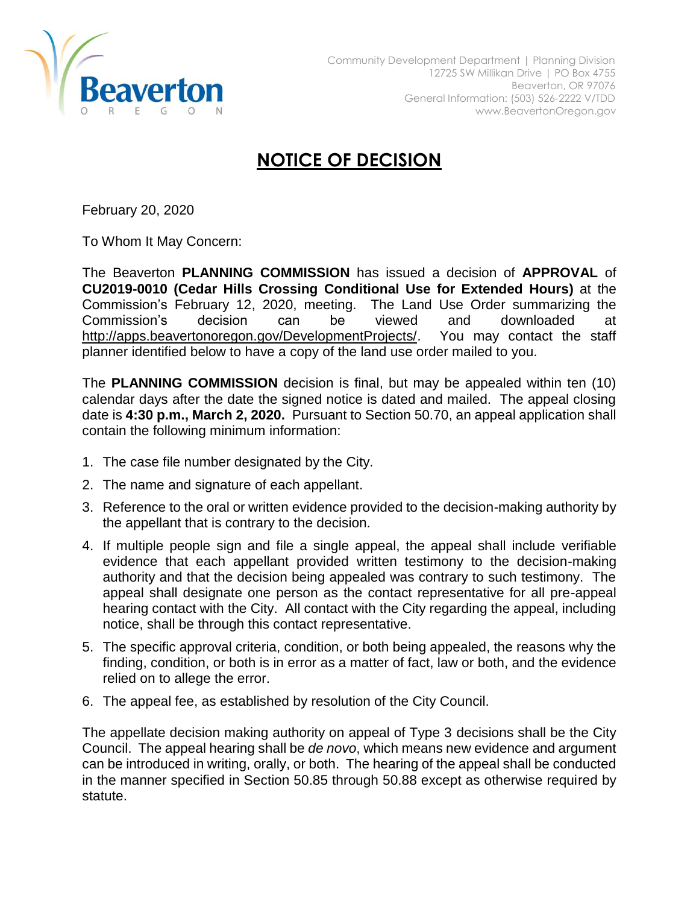Beaverton
OREGON

Community Development Department | Planning Division
12725 SW Millikan Drive | PO Box 4755
Beaverton, OR 97076
General Information: (503) 526-2222 V/TDD
www.BeavertonOregon.gov

# NOTICE OF DECISION

February 20, 2020

To Whom It May Concern:

The Beaverton **PLANNING COMMISSION** has issued a decision of **APPROVAL** of **CU2019-0010 (Cedar Hills Crossing Conditional Use for Extended Hours)** at the Commission's February 12, 2020, meeting. The Land Use Order summarizing the Commission's decision can be viewed and downloaded at http://apps.beavertonoregon.gov/DevelopmentProjects/. You may contact the staff planner identified below to have a copy of the land use order mailed to you.

The **PLANNING COMMISSION** decision is final, but may be appealed within ten (10) calendar days after the date the signed notice is dated and mailed. The appeal closing date is **4:30 p.m., March 2, 2020.** Pursuant to Section 50.70, an appeal application shall contain the following minimum information:

1. The case file number designated by the City.
2. The name and signature of each appellant.
3. Reference to the oral or written evidence provided to the decision-making authority by the appellant that is contrary to the decision.
4. If multiple people sign and file a single appeal, the appeal shall include verifiable evidence that each appellant provided written testimony to the decision-making authority and that the decision being appealed was contrary to such testimony. The appeal shall designate one person as the contact representative for all pre-appeal hearing contact with the City. All contact with the City regarding the appeal, including notice, shall be through this contact representative.
5. The specific approval criteria, condition, or both being appealed, the reasons why the finding, condition, or both is in error as a matter of fact, law or both, and the evidence relied on to allege the error.
6. The appeal fee, as established by resolution of the City Council.

The appellate decision making authority on appeal of Type 3 decisions shall be the City Council. The appeal hearing shall be *de novo*, which means new evidence and argument can be introduced in writing, orally, or both. The hearing of the appeal shall be conducted in the manner specified in Section 50.85 through 50.88 except as otherwise required by statute.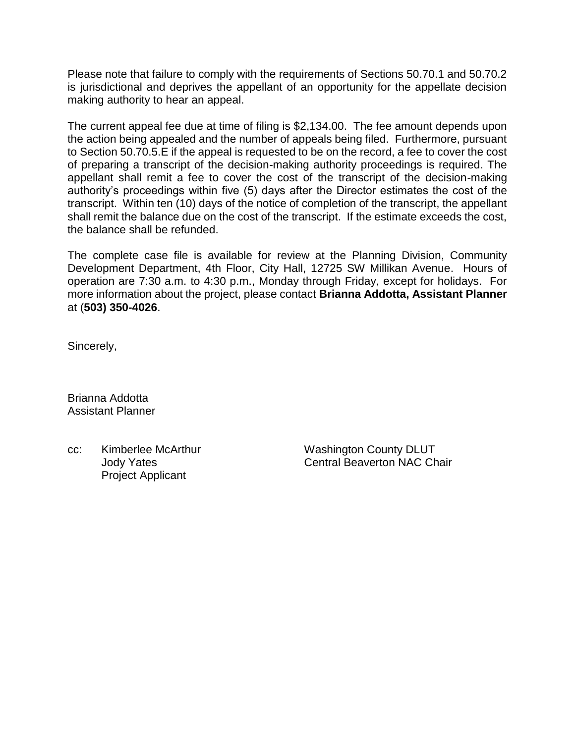Please note that failure to comply with the requirements of Sections 50.70.1 and 50.70.2 is jurisdictional and deprives the appellant of an opportunity for the appellate decision making authority to hear an appeal.

The current appeal fee due at time of filing is $2,134.00. The fee amount depends upon the action being appealed and the number of appeals being filed. Furthermore, pursuant to Section 50.70.5.E if the appeal is requested to be on the record, a fee to cover the cost of preparing a transcript of the decision-making authority proceedings is required. The appellant shall remit a fee to cover the cost of the transcript of the decision-making authority's proceedings within five (5) days after the Director estimates the cost of the transcript. Within ten (10) days of the notice of completion of the transcript, the appellant shall remit the balance due on the cost of the transcript. If the estimate exceeds the cost, the balance shall be refunded.

The complete case file is available for review at the Planning Division, Community Development Department, 4th Floor, City Hall, 12725 SW Millikan Avenue. Hours of operation are 7:30 a.m. to 4:30 p.m., Monday through Friday, except for holidays. For more information about the project, please contact **Brianna Addotta, Assistant Planner** at (**503) 350-4026**.

Sincerely,

Brianna Addotta
Assistant Planner

cc: Kimberlee McArthur
Jody Yates
Project Applicant
Washington County DLUT
Central Beaverton NAC Chair